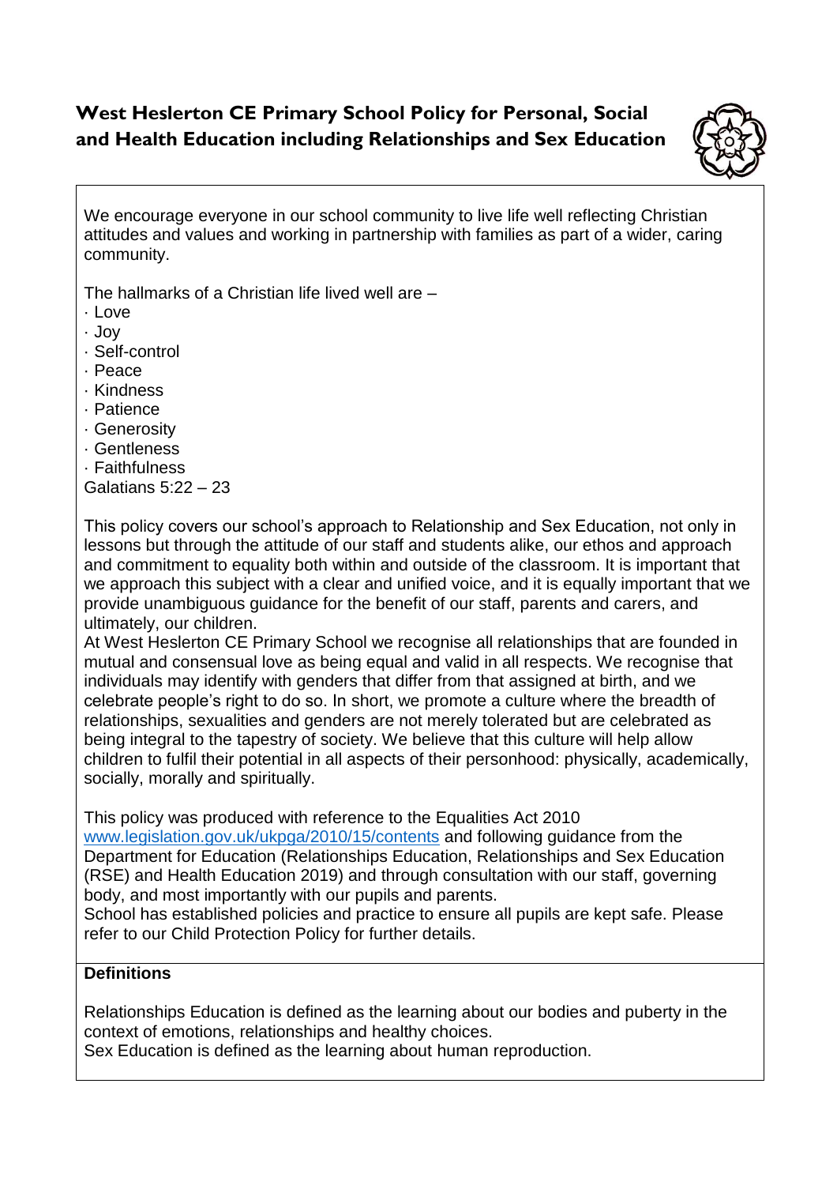# West Heslerton CE Primary School Policy for Personal, Social and Health Education including Relationships and Sex Education

We encourage everyone in our school community to live life well reflecting Christian attitudes and values and working in partnership with families as part of a wider, caring community.

The hallmarks of a Christian life lived well are –

- Love
- Joy
- Self-control
- Peace
- Kindness
- Patience
- Generosity
- Gentleness
- Faithfulness

Galatians 5:22 – 23

This policy covers our school's approach to Relationship and Sex Education, not only in lessons but through the attitude of our staff and students alike, our ethos and approach and commitment to equality both within and outside of the classroom. It is important that we approach this subject with a clear and unified voice, and it is equally important that we provide unambiguous guidance for the benefit of our staff, parents and carers, and ultimately, our children.

At West Heslerton CE Primary School we recognise all relationships that are founded in mutual and consensual love as being equal and valid in all respects. We recognise that individuals may identify with genders that differ from that assigned at birth, and we celebrate people's right to do so. In short, we promote a culture where the breadth of relationships, sexualities and genders are not merely tolerated but are celebrated as being integral to the tapestry of society. We believe that this culture will help allow children to fulfil their potential in all aspects of their personhood: physically, academically, socially, morally and spiritually.

This policy was produced with reference to the Equalities Act 2010 www.legislation.gov.uk/ukpga/2010/15/contents and following guidance from the Department for Education (Relationships Education, Relationships and Sex Education (RSE) and Health Education 2019) and through consultation with our staff, governing body, and most importantly with our pupils and parents.

School has established policies and practice to ensure all pupils are kept safe. Please refer to our Child Protection Policy for further details.

**Definitions**

Relationships Education is defined as the learning about our bodies and puberty in the context of emotions, relationships and healthy choices.

Sex Education is defined as the learning about human reproduction.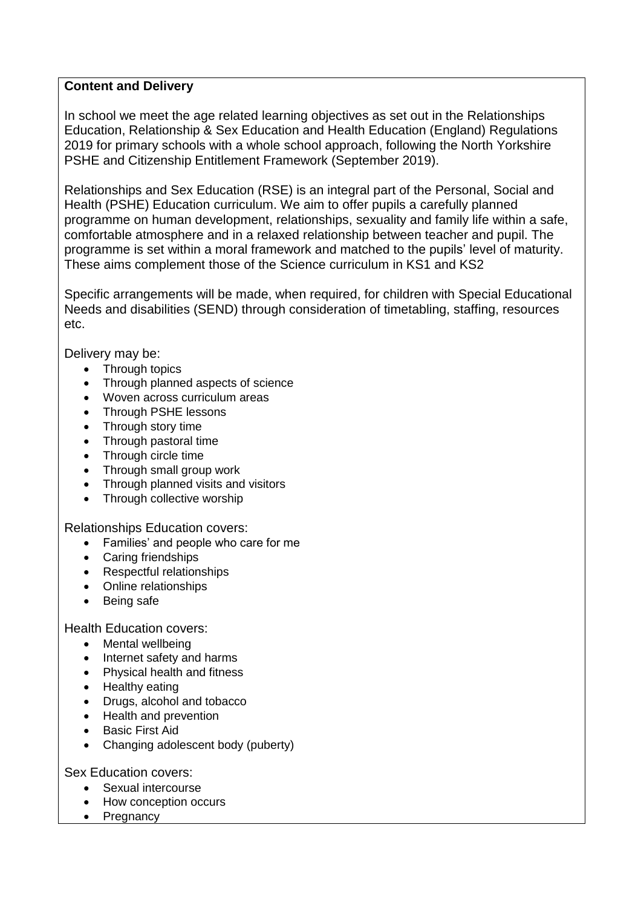**Content and Delivery**

In school we meet the age related learning objectives as set out in the Relationships Education, Relationship & Sex Education and Health Education (England) Regulations 2019 for primary schools with a whole school approach, following the North Yorkshire PSHE and Citizenship Entitlement Framework (September 2019).

Relationships and Sex Education (RSE) is an integral part of the Personal, Social and Health (PSHE) Education curriculum. We aim to offer pupils a carefully planned programme on human development, relationships, sexuality and family life within a safe, comfortable atmosphere and in a relaxed relationship between teacher and pupil. The programme is set within a moral framework and matched to the pupils' level of maturity. These aims complement those of the Science curriculum in KS1 and KS2

Specific arrangements will be made, when required, for children with Special Educational Needs and disabilities (SEND) through consideration of timetabling, staffing, resources etc.

Delivery may be:

- Through topics
- Through planned aspects of science
- Woven across curriculum areas
- Through PSHE lessons
- Through story time
- Through pastoral time
- Through circle time
- Through small group work
- Through planned visits and visitors
- Through collective worship

Relationships Education covers:

- Families' and people who care for me
- Caring friendships
- Respectful relationships
- Online relationships
- Being safe

Health Education covers:

- Mental wellbeing
- Internet safety and harms
- Physical health and fitness
- Healthy eating
- Drugs, alcohol and tobacco
- Health and prevention
- Basic First Aid
- Changing adolescent body (puberty)

Sex Education covers:

- Sexual intercourse
- How conception occurs
- Pregnancy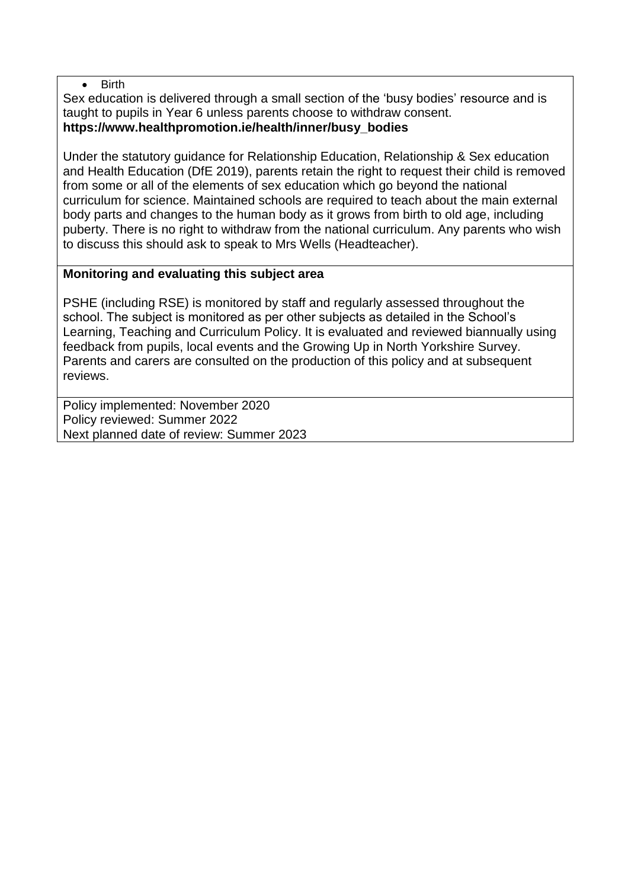- Birth

Sex education is delivered through a small section of the 'busy bodies' resource and is taught to pupils in Year 6 unless parents choose to withdraw consent.
**https://www.healthpromotion.ie/health/inner/busy_bodies**

Under the statutory guidance for Relationship Education, Relationship & Sex education and Health Education (DfE 2019), parents retain the right to request their child is removed from some or all of the elements of sex education which go beyond the national curriculum for science. Maintained schools are required to teach about the main external body parts and changes to the human body as it grows from birth to old age, including puberty. There is no right to withdraw from the national curriculum. Any parents who wish to discuss this should ask to speak to Mrs Wells (Headteacher).

**Monitoring and evaluating this subject area**

PSHE (including RSE) is monitored by staff and regularly assessed throughout the school. The subject is monitored as per other subjects as detailed in the School's Learning, Teaching and Curriculum Policy. It is evaluated and reviewed biannually using feedback from pupils, local events and the Growing Up in North Yorkshire Survey. Parents and carers are consulted on the production of this policy and at subsequent reviews.

Policy implemented: November 2020
Policy reviewed: Summer 2022
Next planned date of review: Summer 2023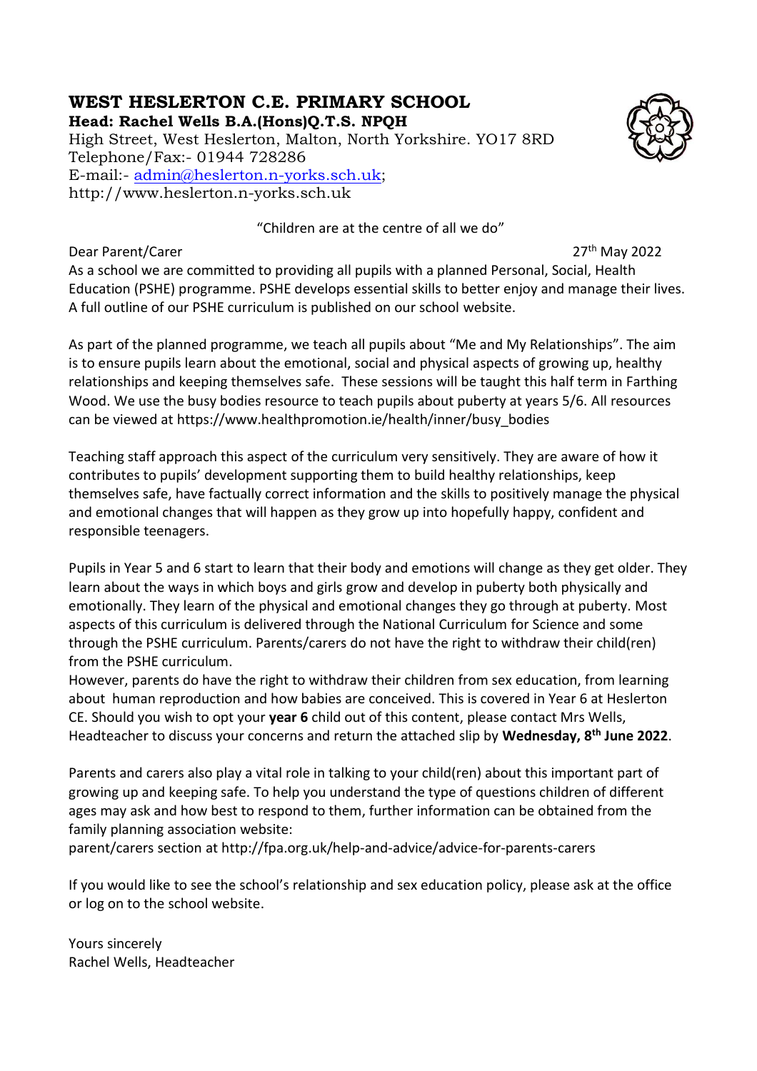# WEST HESLERTON C.E. PRIMARY SCHOOL

**Head: Rachel Wells B.A.(Hons)Q.T.S. NPQH**

High Street, West Heslerton, Malton, North Yorkshire. YO17 8RD
Telephone/Fax:- 01944 728286
E-mail:- admin@heslerton.n-yorks.sch.uk;
http://www.heslerton.n-yorks.sch.uk

"Children are at the centre of all we do"

Dear Parent/Carer 27th May 2022

As a school we are committed to providing all pupils with a planned Personal, Social, Health Education (PSHE) programme. PSHE develops essential skills to better enjoy and manage their lives. A full outline of our PSHE curriculum is published on our school website.

As part of the planned programme, we teach all pupils about "Me and My Relationships". The aim is to ensure pupils learn about the emotional, social and physical aspects of growing up, healthy relationships and keeping themselves safe. These sessions will be taught this half term in Farthing Wood. We use the busy bodies resource to teach pupils about puberty at years 5/6. All resources can be viewed at https://www.healthpromotion.ie/health/inner/busy_bodies

Teaching staff approach this aspect of the curriculum very sensitively. They are aware of how it contributes to pupils' development supporting them to build healthy relationships, keep themselves safe, have factually correct information and the skills to positively manage the physical and emotional changes that will happen as they grow up into hopefully happy, confident and responsible teenagers.

Pupils in Year 5 and 6 start to learn that their body and emotions will change as they get older. They learn about the ways in which boys and girls grow and develop in puberty both physically and emotionally. They learn of the physical and emotional changes they go through at puberty. Most aspects of this curriculum is delivered through the National Curriculum for Science and some through the PSHE curriculum. Parents/carers do not have the right to withdraw their child(ren) from the PSHE curriculum.

However, parents do have the right to withdraw their children from sex education, from learning about human reproduction and how babies are conceived. This is covered in Year 6 at Heslerton CE. Should you wish to opt your **year 6** child out of this content, please contact Mrs Wells, Headteacher to discuss your concerns and return the attached slip by **Wednesday, 8th June 2022**.

Parents and carers also play a vital role in talking to your child(ren) about this important part of growing up and keeping safe. To help you understand the type of questions children of different ages may ask and how best to respond to them, further information can be obtained from the family planning association website:
parent/carers section at http://fpa.org.uk/help-and-advice/advice-for-parents-carers

If you would like to see the school's relationship and sex education policy, please ask at the office or log on to the school website.

Yours sincerely
Rachel Wells, Headteacher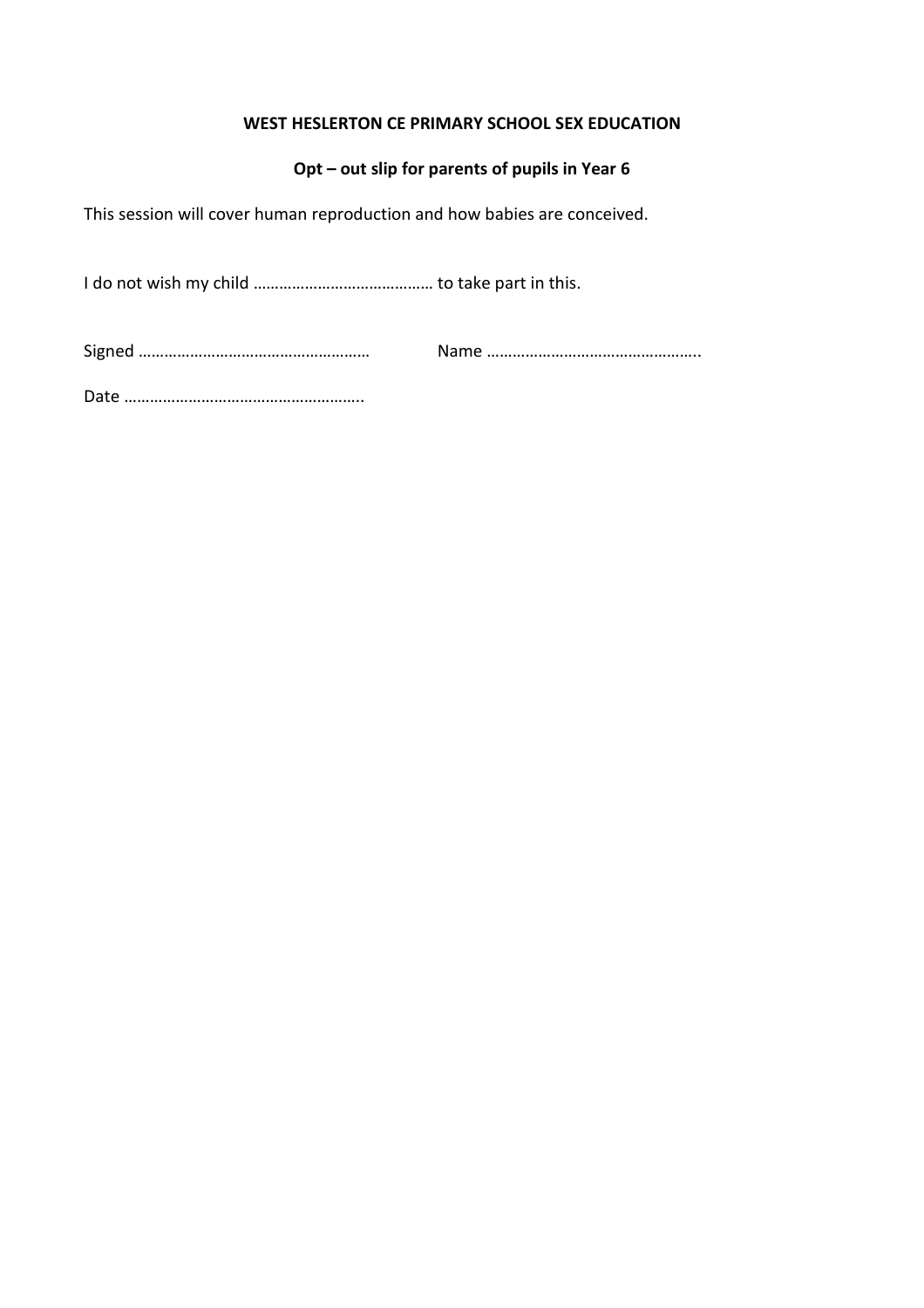**WEST HESLERTON CE PRIMARY SCHOOL SEX EDUCATION**

**Opt – out slip for parents of pupils in Year 6**

This session will cover human reproduction and how babies are conceived.

I do not wish my child ………………………………….. to take part in this.

Signed ………………………………………………     Name …………………………………………..

Date ………………………………………………..